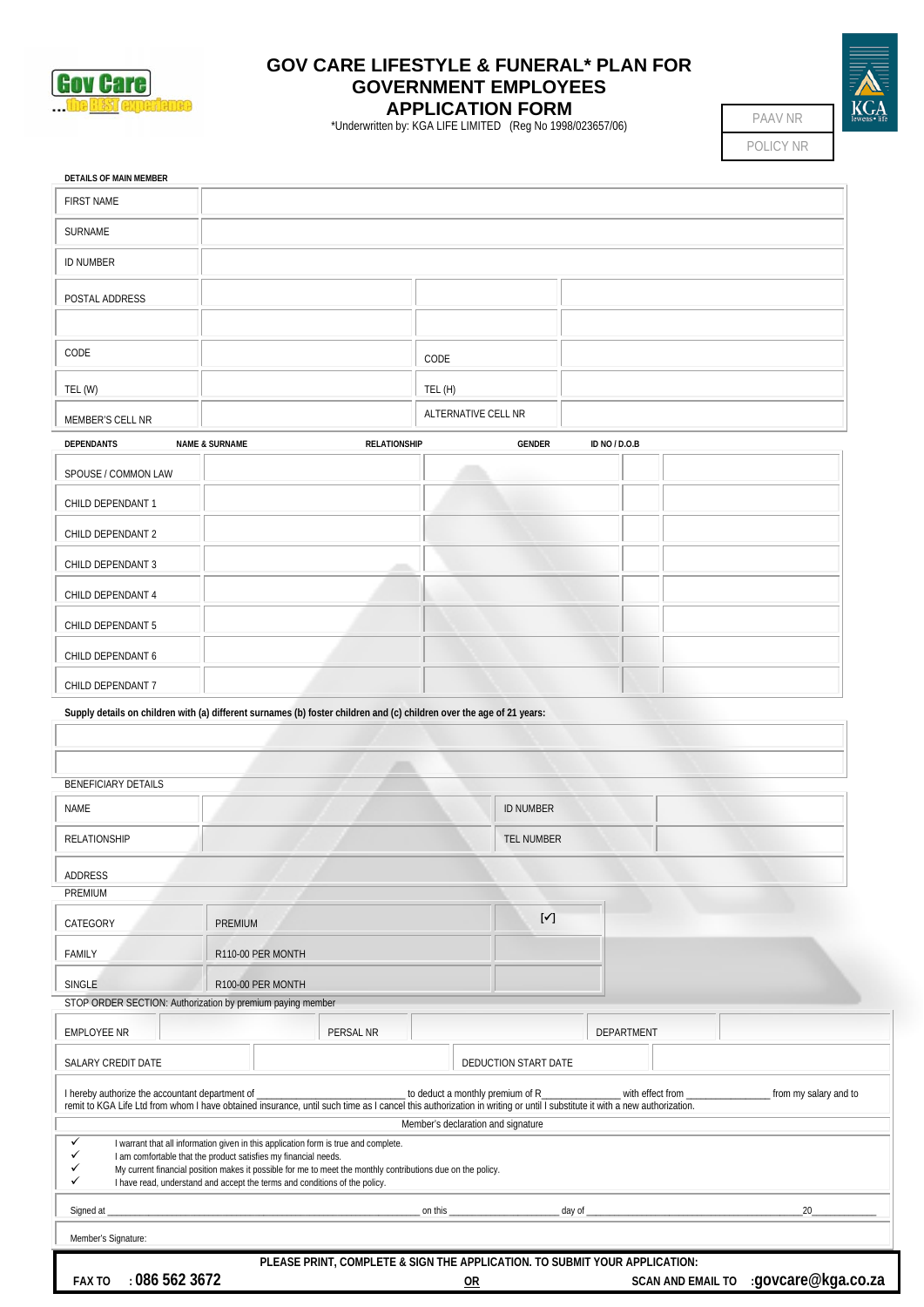Gov Care ...the BEST experience

# GOV CARE LIFESTYLE & FUNERAL* PLAN FOR GOVERNMENT EMPLOYEES
# APPLICATION FORM

*Underwritten by: KGA LIFE LIMITED (Reg No 1998/023657/06)

| PAAV NR |
|---|
| POLICY NR |

KGA lewess • life

**DETAILS OF MAIN MEMBER**

| | | | |
|---|---|---|---|
| FIRST NAME | | | |
| SURNAME | | | |
| ID NUMBER | | | |
| POSTAL ADDRESS | | | |
| | | | |
| CODE | | CODE | |
| TEL (W) | | TEL (H) | |
| MEMBER'S CELL NR | | ALTERNATIVE CELL NR | |

| DEPENDANTS | NAME & SURNAME | RELATIONSHIP | GENDER | ID NO / D.O.B |
|---|---|---|---|---|
| SPOUSE / COMMON LAW | | | | |
| CHILD DEPENDANT 1 | | | | |
| CHILD DEPENDANT 2 | | | | |
| CHILD DEPENDANT 3 | | | | |
| CHILD DEPENDANT 4 | | | | |
| CHILD DEPENDANT 5 | | | | |
| CHILD DEPENDANT 6 | | | | |
| CHILD DEPENDANT 7 | | | | |

**Supply details on children with (a) different surnames (b) foster children and (c) children over the age of 21 years:**

BENEFICIARY DETAILS

| | | | |
|---|---|---|---|
| NAME | | ID NUMBER | |
| RELATIONSHIP | | TEL NUMBER | |
| ADDRESS | | | |

PREMIUM

| CATEGORY | PREMIUM | [✓] |
|---|---|---|
| FAMILY | R110-00 PER MONTH | |
| SINGLE | R100-00 PER MONTH | |

STOP ORDER SECTION: Authorization by premium paying member

| | | | | | |
|---|---|---|---|---|---|
| EMPLOYEE NR | | PERSAL NR | | DEPARTMENT | |
| SALARY CREDIT DATE | | DEDUCTION START DATE | | | |

I hereby authorize the accountant department of ______________________________ to deduct a monthly premium of R_______________ with effect from ________________ from my salary and to remit to KGA Life Ltd from whom I have obtained insurance, until such time as I cancel this authorization in writing or until I substitute it with a new authorization.

Member's declaration and signature

- ✓ I warrant that all information given in this application form is true and complete.
- ✓ I am comfortable that the product satisfies my financial needs.
- ✓ My current financial position makes it possible for me to meet the monthly contributions due on the policy.
- ✓ I have read, understand and accept the terms and conditions of the policy.

Signed at ______________________________ on this ____________________ day of ______________________________ 20__________

Member's Signature:

**PLEASE PRINT, COMPLETE & SIGN THE APPLICATION. TO SUBMIT YOUR APPLICATION:**

**FAX TO : 086 562 3672** **OR** **SCAN AND EMAIL TO :govcare@kga.co.za**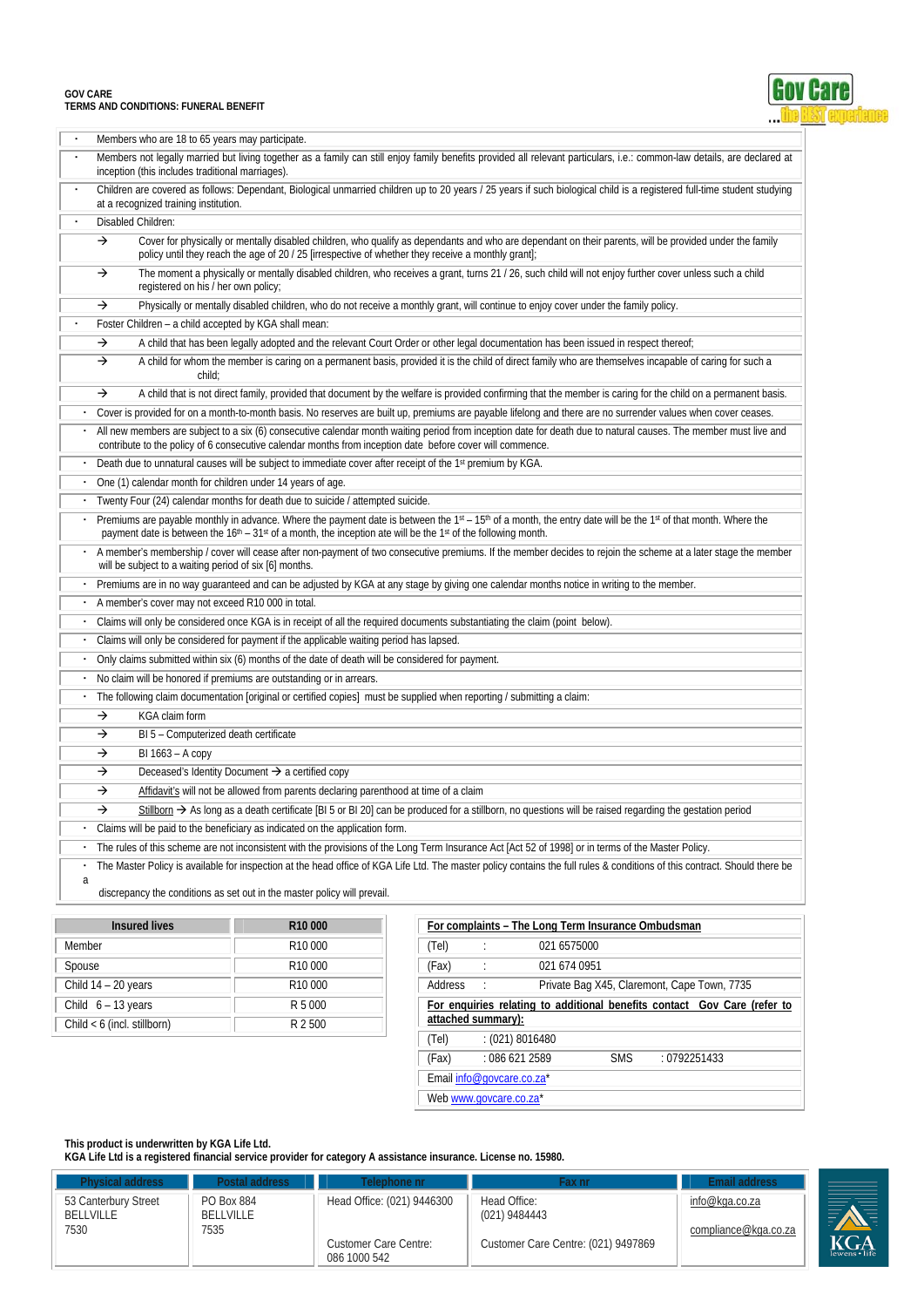**GOV CARE**
**TERMS AND CONDITIONS: FUNERAL BENEFIT**

- Members who are 18 to 65 years may participate.
- Members not legally married but living together as a family can still enjoy family benefits provided all relevant particulars, i.e.: common-law details, are declared at inception (this includes traditional marriages).
- Children are covered as follows: Dependant, Biological unmarried children up to 20 years / 25 years if such biological child is a registered full-time student studying at a recognized training institution.
- Disabled Children:
  - → Cover for physically or mentally disabled children, who qualify as dependants and who are dependant on their parents, will be provided under the family policy until they reach the age of 20 / 25 [irrespective of whether they receive a monthly grant];
  - → The moment a physically or mentally disabled children, who receives a grant, turns 21 / 26, such child will not enjoy further cover unless such a child registered on his / her own policy;
  - → Physically or mentally disabled children, who do not receive a monthly grant, will continue to enjoy cover under the family policy.
- Foster Children – a child accepted by KGA shall mean:
  - → A child that has been legally adopted and the relevant Court Order or other legal documentation has been issued in respect thereof;
  - → A child for whom the member is caring on a permanent basis, provided it is the child of direct family who are themselves incapable of caring for such a child;
  - → A child that is not direct family, provided that document by the welfare is provided confirming that the member is caring for the child on a permanent basis.
- Cover is provided for on a month-to-month basis. No reserves are built up, premiums are payable lifelong and there are no surrender values when cover ceases.
- All new members are subject to a six (6) consecutive calendar month waiting period from inception date for death due to natural causes. The member must live and contribute to the policy of 6 consecutive calendar months from inception date before cover will commence.
- Death due to unnatural causes will be subject to immediate cover after receipt of the 1st premium by KGA.
- One (1) calendar month for children under 14 years of age.
- Twenty Four (24) calendar months for death due to suicide / attempted suicide.
- Premiums are payable monthly in advance. Where the payment date is between the 1st – 15th of a month, the entry date will be the 1st of that month. Where the payment date is between the 16th – 31st of a month, the inception ate will be the 1st of the following month.
- A member's membership / cover will cease after non-payment of two consecutive premiums. If the member decides to rejoin the scheme at a later stage the member will be subject to a waiting period of six [6] months.
- Premiums are in no way guaranteed and can be adjusted by KGA at any stage by giving one calendar months notice in writing to the member.
- A member's cover may not exceed R10 000 in total.
- Claims will only be considered once KGA is in receipt of all the required documents substantiating the claim (point below).
- Claims will only be considered for payment if the applicable waiting period has lapsed.
- Only claims submitted within six (6) months of the date of death will be considered for payment.
- No claim will be honored if premiums are outstanding or in arrears.
- The following claim documentation [original or certified copies] must be supplied when reporting / submitting a claim:
  - → KGA claim form
  - → BI 5 – Computerized death certificate
  - → BI 1663 – A copy
  - → Deceased's Identity Document → a certified copy
  - → Affidavit's will not be allowed from parents declaring parenthood at time of a claim
  - → Stillborn → As long as a death certificate [BI 5 or BI 20] can be produced for a stillborn, no questions will be raised regarding the gestation period
- Claims will be paid to the beneficiary as indicated on the application form.
- The rules of this scheme are not inconsistent with the provisions of the Long Term Insurance Act [Act 52 of 1998] or in terms of the Master Policy.
- The Master Policy is available for inspection at the head office of KGA Life Ltd. The master policy contains the full rules & conditions of this contract. Should there be a discrepancy the conditions as set out in the master policy will prevail.

| Insured lives | R10 000 |
|---|---|
| Member | R10 000 |
| Spouse | R10 000 |
| Child 14 – 20 years | R10 000 |
| Child 6 – 13 years | R 5 000 |
| Child < 6 (incl. stillborn) | R 2 500 |

**For complaints – The Long Term Insurance Ombudsman**

(Tel) : 021 6575000
(Fax) : 021 674 0951
Address : Private Bag X45, Claremont, Cape Town, 7735

**For enquiries relating to additional benefits contact Gov Care (refer to attached summary):**

(Tel) : (021) 8016480
(Fax) : 086 621 2589 SMS : 0792251433
Email info@govcare.co.za*
Web www.govcare.co.za*

**This product is underwritten by KGA Life Ltd.**
**KGA Life Ltd is a registered financial service provider for category A assistance insurance. License no. 15980.**

| Physical address | Postal address | Telephone nr | Fax nr | Email address |
|---|---|---|---|---|
| 53 Canterbury Street BELLVILLE 7530 | PO Box 884 BELLVILLE 7535 | Head Office: (021) 9446300<br>Customer Care Centre: 086 1000 542 | Head Office: (021) 9484443<br>Customer Care Centre: (021) 9497869 | info@kga.co.za<br>compliance@kga.co.za |